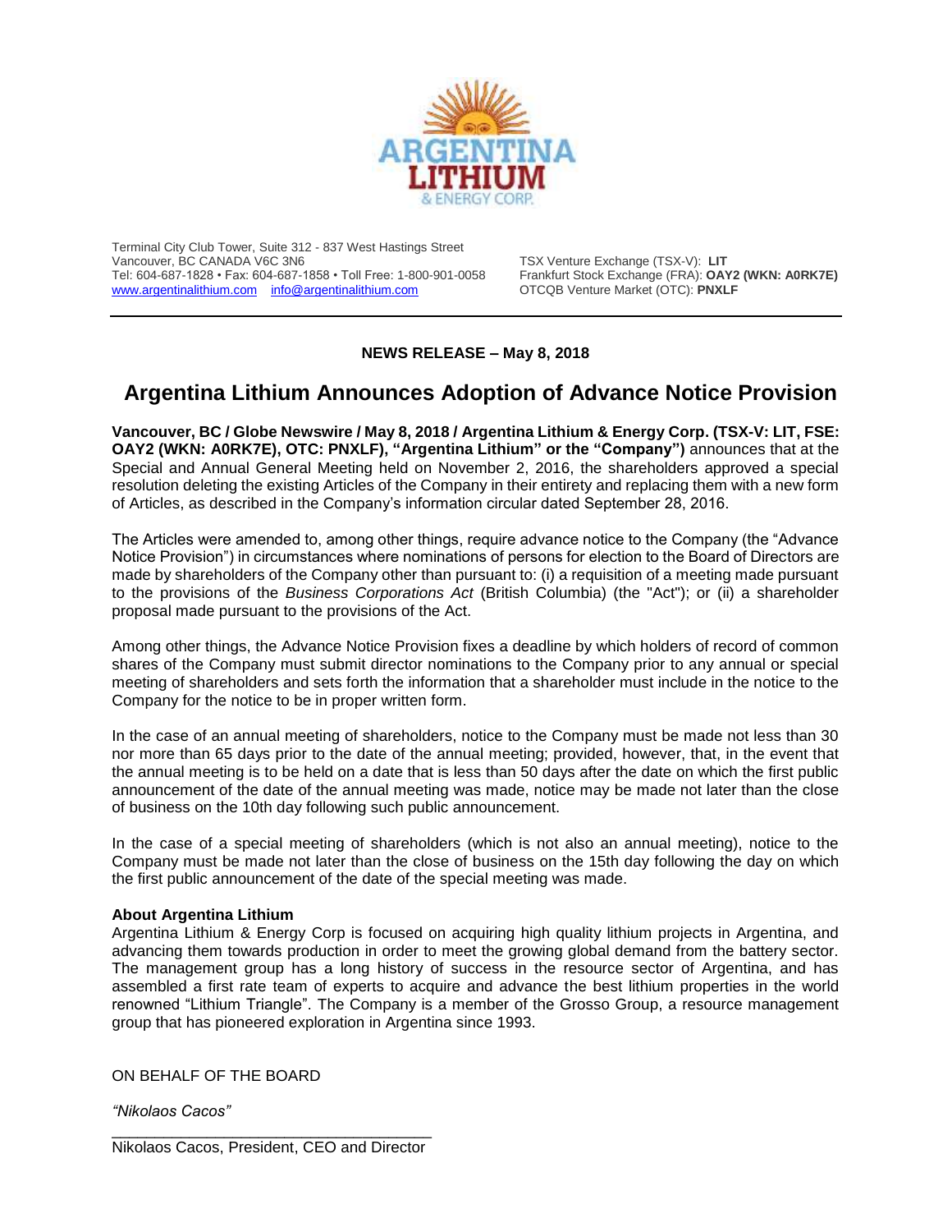Terminal City Club Tower, Suite 312 - 837 West Hastings Street
Vancouver, BC CANADA V6C 3N6
Tel: 604-687-1828 • Fax: 604-687-1858 • Toll Free: 1-800-901-0058
www.argentinalithium.com    info@argentinalithium.com

TSX Venture Exchange (TSX-V): **LIT**
Frankfurt Stock Exchange (FRA): **OAY2 (WKN: A0RK7E)**
OTCQB Venture Market (OTC): **PNXLF**

**NEWS RELEASE – May 8, 2018**

# Argentina Lithium Announces Adoption of Advance Notice Provision

**Vancouver, BC / Globe Newswire / May 8, 2018 / Argentina Lithium & Energy Corp. (TSX-V: LIT, FSE: OAY2 (WKN: A0RK7E), OTC: PNXLF, "Argentina Lithium" or the "Company")** announces that at the Special and Annual General Meeting held on November 2, 2016, the shareholders approved a special resolution deleting the existing Articles of the Company in their entirety and replacing them with a new form of Articles, as described in the Company's information circular dated September 28, 2016.

The Articles were amended to, among other things, require advance notice to the Company (the "Advance Notice Provision") in circumstances where nominations of persons for election to the Board of Directors are made by shareholders of the Company other than pursuant to: (i) a requisition of a meeting made pursuant to the provisions of the *Business Corporations Act* (British Columbia) (the "Act"); or (ii) a shareholder proposal made pursuant to the provisions of the Act.

Among other things, the Advance Notice Provision fixes a deadline by which holders of record of common shares of the Company must submit director nominations to the Company prior to any annual or special meeting of shareholders and sets forth the information that a shareholder must include in the notice to the Company for the notice to be in proper written form.

In the case of an annual meeting of shareholders, notice to the Company must be made not less than 30 nor more than 65 days prior to the date of the annual meeting; provided, however, that, in the event that the annual meeting is to be held on a date that is less than 50 days after the date on which the first public announcement of the date of the annual meeting was made, notice may be made not later than the close of business on the 10th day following such public announcement.

In the case of a special meeting of shareholders (which is not also an annual meeting), notice to the Company must be made not later than the close of business on the 15th day following the day on which the first public announcement of the date of the special meeting was made.

**About Argentina Lithium**
Argentina Lithium & Energy Corp is focused on acquiring high quality lithium projects in Argentina, and advancing them towards production in order to meet the growing global demand from the battery sector. The management group has a long history of success in the resource sector of Argentina, and has assembled a first rate team of experts to acquire and advance the best lithium properties in the world renowned "Lithium Triangle". The Company is a member of the Grosso Group, a resource management group that has pioneered exploration in Argentina since 1993.

ON BEHALF OF THE BOARD

*"Nikolaos Cacos"*

______________________________________
Nikolaos Cacos, President, CEO and Director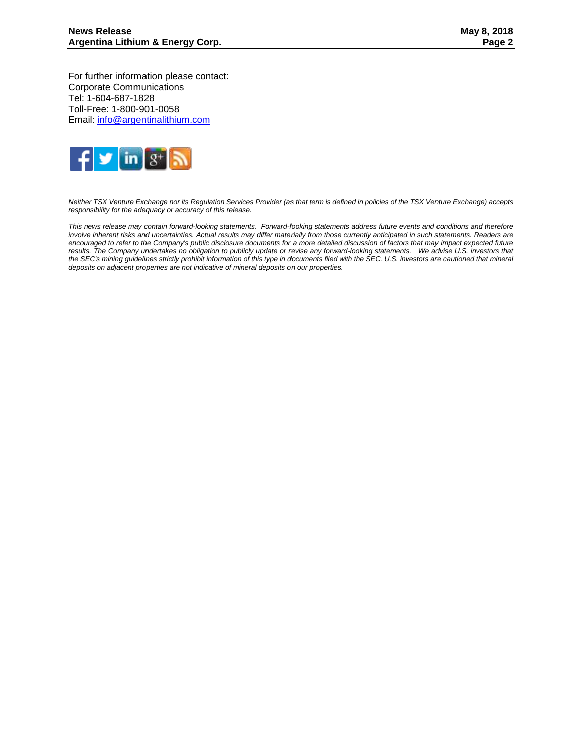For further information please contact:
Corporate Communications
Tel: 1-604-687-1828
Toll-Free: 1-800-901-0058
Email: info@argentinalithium.com

*Neither TSX Venture Exchange nor its Regulation Services Provider (as that term is defined in policies of the TSX Venture Exchange) accepts responsibility for the adequacy or accuracy of this release.*

*This news release may contain forward-looking statements. Forward-looking statements address future events and conditions and therefore involve inherent risks and uncertainties. Actual results may differ materially from those currently anticipated in such statements. Readers are encouraged to refer to the Company's public disclosure documents for a more detailed discussion of factors that may impact expected future results. The Company undertakes no obligation to publicly update or revise any forward-looking statements. We advise U.S. investors that the SEC's mining guidelines strictly prohibit information of this type in documents filed with the SEC. U.S. investors are cautioned that mineral deposits on adjacent properties are not indicative of mineral deposits on our properties.*